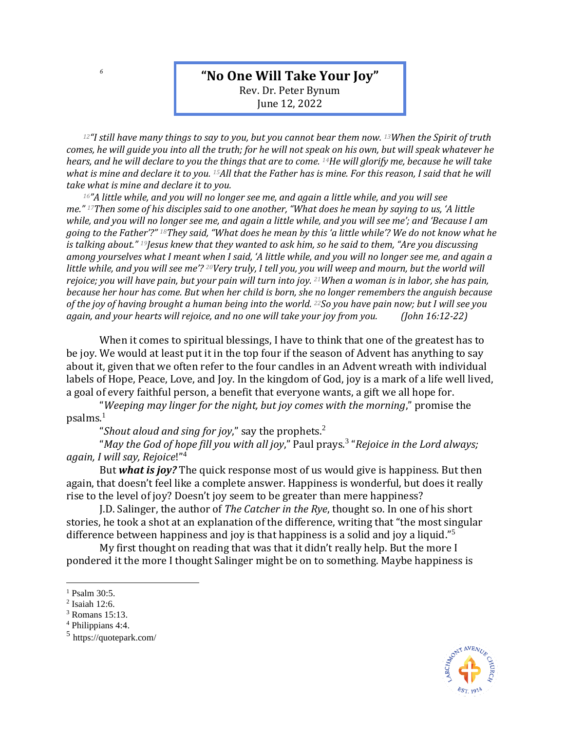# “No One Will Take Your Joy”

Rev. Dr. Peter Bynum
June 12, 2022

*12“I still have many things to say to you, but you cannot bear them now. 13When the Spirit of truth comes, he will guide you into all the truth; for he will not speak on his own, but will speak whatever he hears, and he will declare to you the things that are to come. 14He will glorify me, because he will take what is mine and declare it to you. 15All that the Father has is mine. For this reason, I said that he will take what is mine and declare it to you.*

*16"A little while, and you will no longer see me, and again a little while, and you will see me.” 17Then some of his disciples said to one another, “What does he mean by saying to us, ‘A little while, and you will no longer see me, and again a little while, and you will see me’; and ‘Because I am going to the Father’?” 18They said, “What does he mean by this ‘a little while’? We do not know what he is talking about.” 19Jesus knew that they wanted to ask him, so he said to them, “Are you discussing among yourselves what I meant when I said, ‘A little while, and you will no longer see me, and again a little while, and you will see me’? 20Very truly, I tell you, you will weep and mourn, but the world will rejoice; you will have pain, but your pain will turn into joy. 21When a woman is in labor, she has pain, because her hour has come. But when her child is born, she no longer remembers the anguish because of the joy of having brought a human being into the world. 22So you have pain now; but I will see you again, and your hearts will rejoice, and no one will take your joy from you. (John 16:12-22)*

When it comes to spiritual blessings, I have to think that one of the greatest has to be joy. We would at least put it in the top four if the season of Advent has anything to say about it, given that we often refer to the four candles in an Advent wreath with individual labels of Hope, Peace, Love, and Joy. In the kingdom of God, joy is a mark of a life well lived, a goal of every faithful person, a benefit that everyone wants, a gift we all hope for.

“*Weeping may linger for the night, but joy comes with the morning*,” promise the psalms.[1]

“*Shout aloud and sing for joy*,” say the prophets.[2]

“*May the God of hope fill you with all joy*,” Paul prays.[3] “*Rejoice in the Lord always; again, I will say, Rejoice*!”[4]

But ***what is joy?*** The quick response most of us would give is happiness. But then again, that doesn’t feel like a complete answer. Happiness is wonderful, but does it really rise to the level of joy? Doesn’t joy seem to be greater than mere happiness?

J.D. Salinger, the author of *The Catcher in the Rye*, thought so. In one of his short stories, he took a shot at an explanation of the difference, writing that “the most singular difference between happiness and joy is that happiness is a solid and joy a liquid.”[5]

My first thought on reading that was that it didn’t really help. But the more I pondered it the more I thought Salinger might be on to something. Maybe happiness is

---

[1] Psalm 30:5.
[2] Isaiah 12:6.
[3] Romans 15:13.
[4] Philippians 4:4.
[5] https://quotepark.com/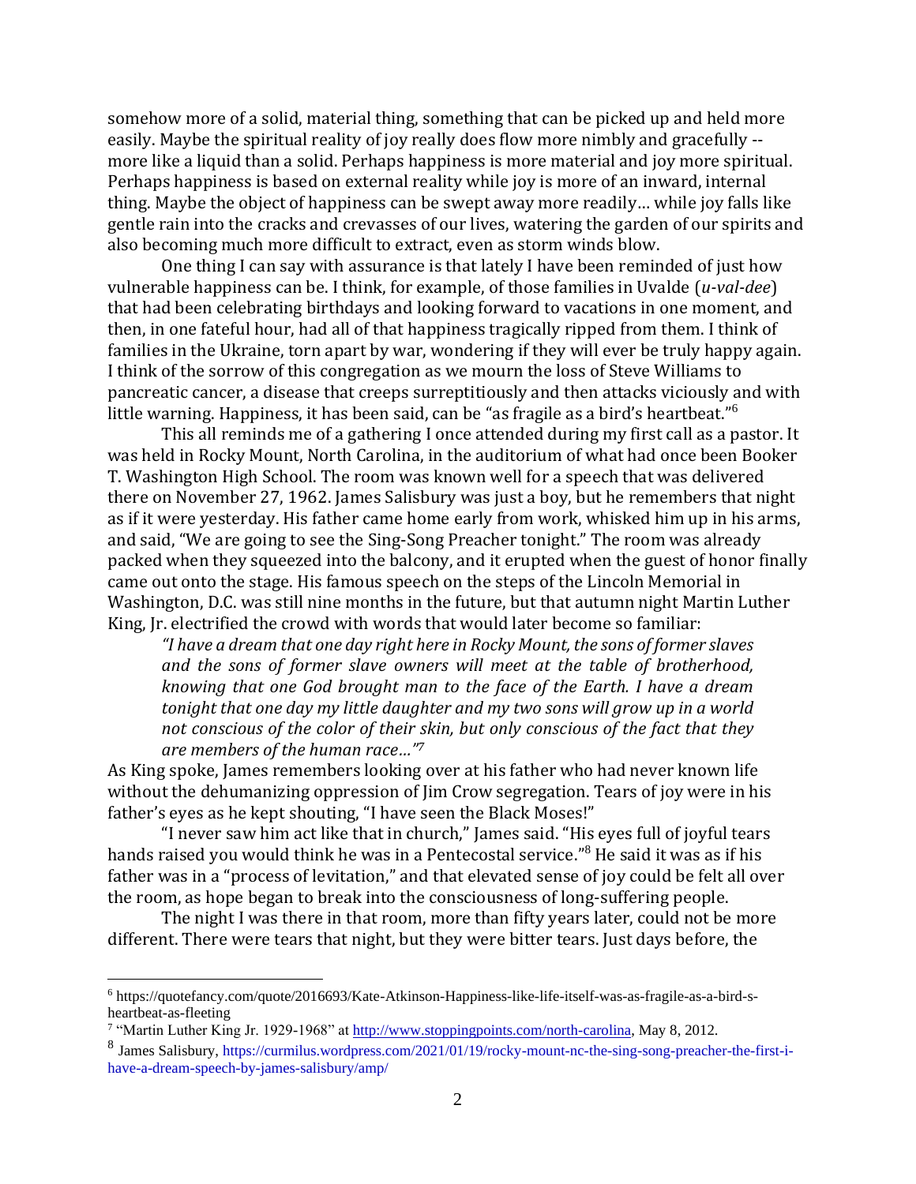somehow more of a solid, material thing, something that can be picked up and held more easily. Maybe the spiritual reality of joy really does flow more nimbly and gracefully -- more like a liquid than a solid. Perhaps happiness is more material and joy more spiritual. Perhaps happiness is based on external reality while joy is more of an inward, internal thing. Maybe the object of happiness can be swept away more readily… while joy falls like gentle rain into the cracks and crevasses of our lives, watering the garden of our spirits and also becoming much more difficult to extract, even as storm winds blow.

One thing I can say with assurance is that lately I have been reminded of just how vulnerable happiness can be. I think, for example, of those families in Uvalde (*u-val-dee*) that had been celebrating birthdays and looking forward to vacations in one moment, and then, in one fateful hour, had all of that happiness tragically ripped from them. I think of families in the Ukraine, torn apart by war, wondering if they will ever be truly happy again. I think of the sorrow of this congregation as we mourn the loss of Steve Williams to pancreatic cancer, a disease that creeps surreptitiously and then attacks viciously and with little warning. Happiness, it has been said, can be "as fragile as a bird's heartbeat."[6]

This all reminds me of a gathering I once attended during my first call as a pastor. It was held in Rocky Mount, North Carolina, in the auditorium of what had once been Booker T. Washington High School. The room was known well for a speech that was delivered there on November 27, 1962. James Salisbury was just a boy, but he remembers that night as if it were yesterday. His father came home early from work, whisked him up in his arms, and said, "We are going to see the Sing-Song Preacher tonight." The room was already packed when they squeezed into the balcony, and it erupted when the guest of honor finally came out onto the stage. His famous speech on the steps of the Lincoln Memorial in Washington, D.C. was still nine months in the future, but that autumn night Martin Luther King, Jr. electrified the crowd with words that would later become so familiar:

> *"I have a dream that one day right here in Rocky Mount, the sons of former slaves and the sons of former slave owners will meet at the table of brotherhood, knowing that one God brought man to the face of the Earth. I have a dream tonight that one day my little daughter and my two sons will grow up in a world not conscious of the color of their skin, but only conscious of the fact that they are members of the human race…"*[7]

As King spoke, James remembers looking over at his father who had never known life without the dehumanizing oppression of Jim Crow segregation. Tears of joy were in his father's eyes as he kept shouting, "I have seen the Black Moses!"

"I never saw him act like that in church," James said. "His eyes full of joyful tears hands raised you would think he was in a Pentecostal service."[8] He said it was as if his father was in a "process of levitation," and that elevated sense of joy could be felt all over the room, as hope began to break into the consciousness of long-suffering people.

The night I was there in that room, more than fifty years later, could not be more different. There were tears that night, but they were bitter tears. Just days before, the

---

[6] https://quotefancy.com/quote/2016693/Kate-Atkinson-Happiness-like-life-itself-was-as-fragile-as-a-bird-s-heartbeat-as-fleeting

[7] "Martin Luther King Jr. 1929-1968" at http://www.stoppingpoints.com/north-carolina, May 8, 2012.

[8] James Salisbury, https://curmilus.wordpress.com/2021/01/19/rocky-mount-nc-the-sing-song-preacher-the-first-i-have-a-dream-speech-by-james-salisbury/amp/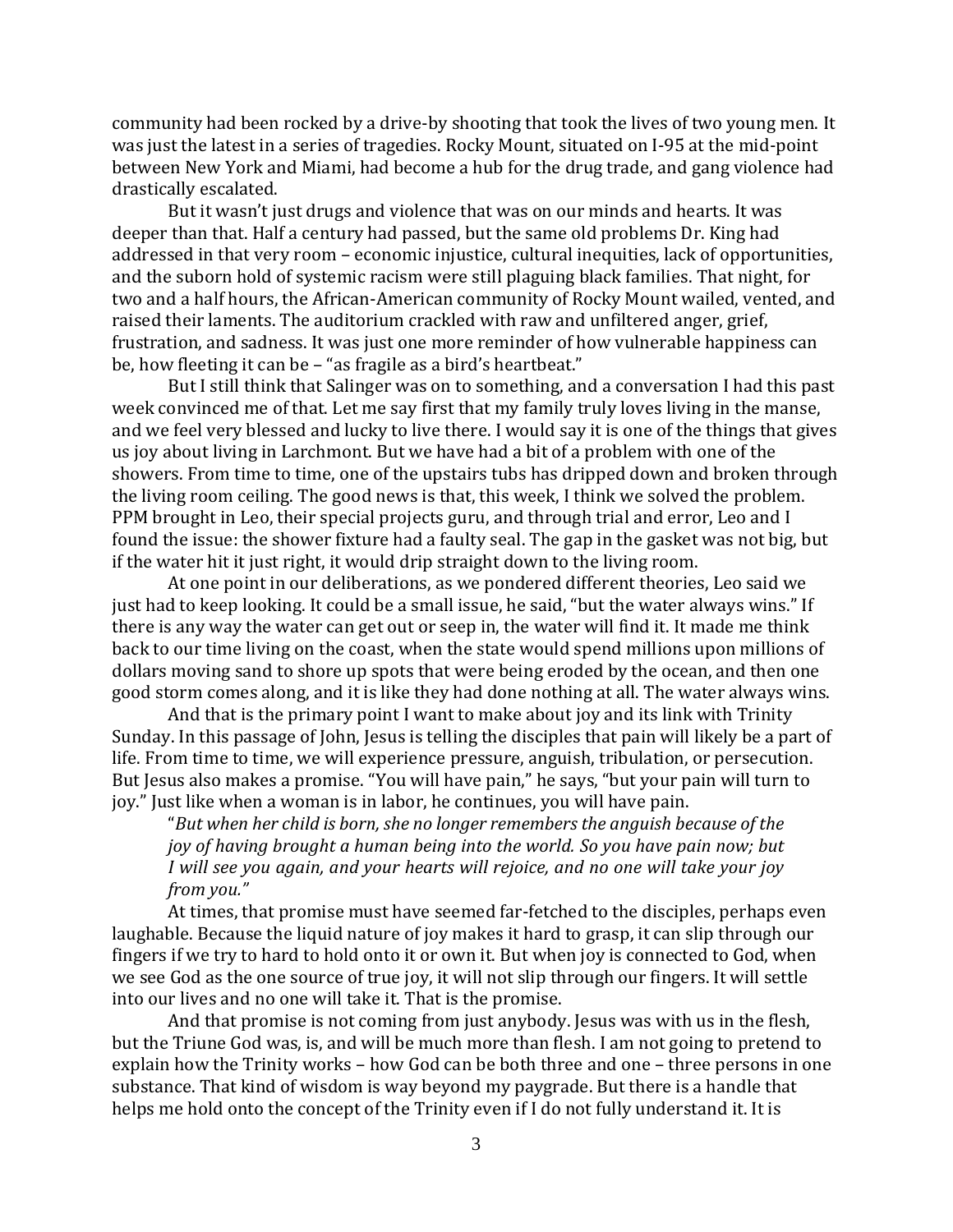community had been rocked by a drive-by shooting that took the lives of two young men. It was just the latest in a series of tragedies. Rocky Mount, situated on I-95 at the mid-point between New York and Miami, had become a hub for the drug trade, and gang violence had drastically escalated.

But it wasn't just drugs and violence that was on our minds and hearts. It was deeper than that. Half a century had passed, but the same old problems Dr. King had addressed in that very room – economic injustice, cultural inequities, lack of opportunities, and the suborn hold of systemic racism were still plaguing black families. That night, for two and a half hours, the African-American community of Rocky Mount wailed, vented, and raised their laments. The auditorium crackled with raw and unfiltered anger, grief, frustration, and sadness. It was just one more reminder of how vulnerable happiness can be, how fleeting it can be – "as fragile as a bird's heartbeat."

But I still think that Salinger was on to something, and a conversation I had this past week convinced me of that. Let me say first that my family truly loves living in the manse, and we feel very blessed and lucky to live there. I would say it is one of the things that gives us joy about living in Larchmont. But we have had a bit of a problem with one of the showers. From time to time, one of the upstairs tubs has dripped down and broken through the living room ceiling. The good news is that, this week, I think we solved the problem. PPM brought in Leo, their special projects guru, and through trial and error, Leo and I found the issue: the shower fixture had a faulty seal. The gap in the gasket was not big, but if the water hit it just right, it would drip straight down to the living room.

At one point in our deliberations, as we pondered different theories, Leo said we just had to keep looking. It could be a small issue, he said, "but the water always wins." If there is any way the water can get out or seep in, the water will find it. It made me think back to our time living on the coast, when the state would spend millions upon millions of dollars moving sand to shore up spots that were being eroded by the ocean, and then one good storm comes along, and it is like they had done nothing at all. The water always wins.

And that is the primary point I want to make about joy and its link with Trinity Sunday. In this passage of John, Jesus is telling the disciples that pain will likely be a part of life. From time to time, we will experience pressure, anguish, tribulation, or persecution. But Jesus also makes a promise. "You will have pain," he says, "but your pain will turn to joy." Just like when a woman is in labor, he continues, you will have pain.

> "*But when her child is born, she no longer remembers the anguish because of the joy of having brought a human being into the world. So you have pain now; but I will see you again, and your hearts will rejoice, and no one will take your joy from you."*

At times, that promise must have seemed far-fetched to the disciples, perhaps even laughable. Because the liquid nature of joy makes it hard to grasp, it can slip through our fingers if we try to hard to hold onto it or own it. But when joy is connected to God, when we see God as the one source of true joy, it will not slip through our fingers. It will settle into our lives and no one will take it. That is the promise.

And that promise is not coming from just anybody. Jesus was with us in the flesh, but the Triune God was, is, and will be much more than flesh. I am not going to pretend to explain how the Trinity works – how God can be both three and one – three persons in one substance. That kind of wisdom is way beyond my paygrade. But there is a handle that helps me hold onto the concept of the Trinity even if I do not fully understand it. It is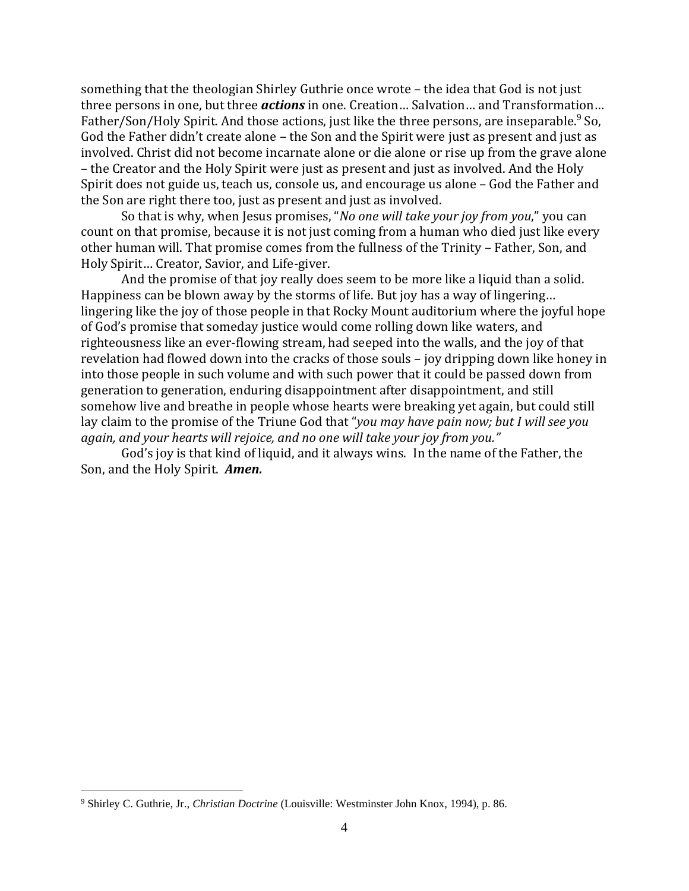something that the theologian Shirley Guthrie once wrote – the idea that God is not just three persons in one, but three ***actions*** in one. Creation… Salvation… and Transformation… Father/Son/Holy Spirit. And those actions, just like the three persons, are inseparable.[9] So, God the Father didn't create alone – the Son and the Spirit were just as present and just as involved. Christ did not become incarnate alone or die alone or rise up from the grave alone – the Creator and the Holy Spirit were just as present and just as involved. And the Holy Spirit does not guide us, teach us, console us, and encourage us alone – God the Father and the Son are right there too, just as present and just as involved.

So that is why, when Jesus promises, "*No one will take your joy from you*," you can count on that promise, because it is not just coming from a human who died just like every other human will. That promise comes from the fullness of the Trinity – Father, Son, and Holy Spirit… Creator, Savior, and Life-giver.

And the promise of that joy really does seem to be more like a liquid than a solid. Happiness can be blown away by the storms of life. But joy has a way of lingering… lingering like the joy of those people in that Rocky Mount auditorium where the joyful hope of God's promise that someday justice would come rolling down like waters, and righteousness like an ever-flowing stream, had seeped into the walls, and the joy of that revelation had flowed down into the cracks of those souls – joy dripping down like honey in into those people in such volume and with such power that it could be passed down from generation to generation, enduring disappointment after disappointment, and still somehow live and breathe in people whose hearts were breaking yet again, but could still lay claim to the promise of the Triune God that "*you may have pain now; but I will see you again, and your hearts will rejoice, and no one will take your joy from you.*"

God's joy is that kind of liquid, and it always wins. In the name of the Father, the Son, and the Holy Spirit. ***Amen.***

---

[9] Shirley C. Guthrie, Jr., *Christian Doctrine* (Louisville: Westminster John Knox, 1994), p. 86.